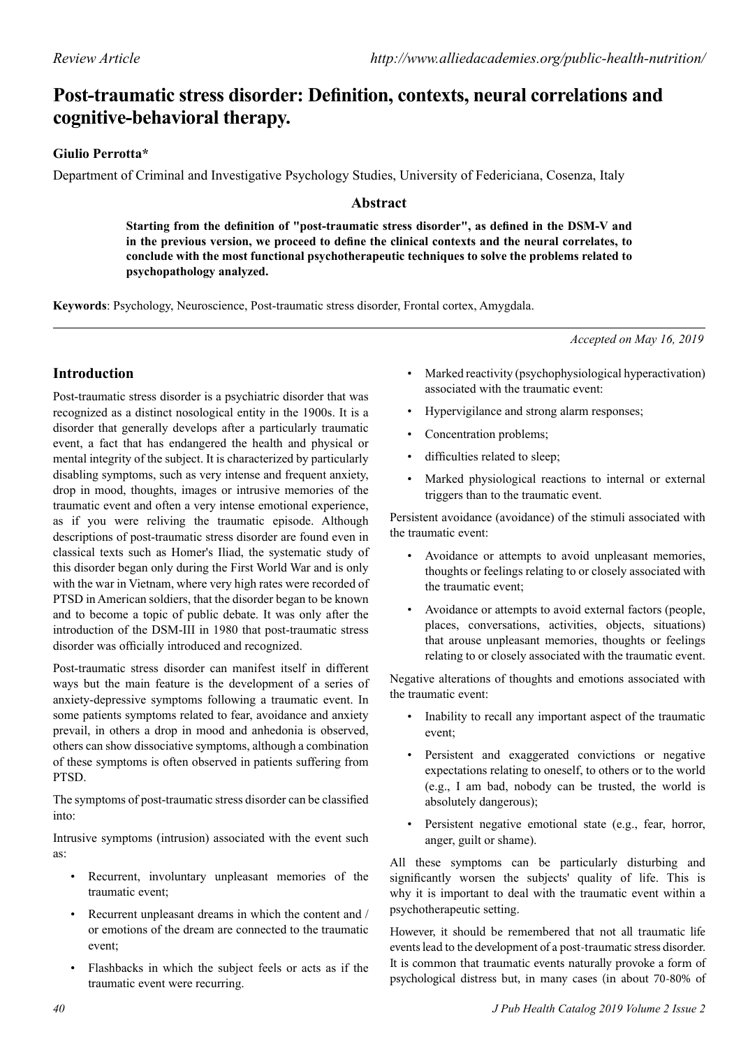*Review Article*

# Post-traumatic stress disorder: Definition, contexts, neural correlations and cognitive-behavioral therapy.

**Giulio Perrotta***

Department of Criminal and Investigative Psychology Studies, University of Federiciana, Cosenza, Italy

## Abstract

**Starting from the definition of "post-traumatic stress disorder", as defined in the DSM-V and in the previous version, we proceed to define the clinical contexts and the neural correlates, to conclude with the most functional psychotherapeutic techniques to solve the problems related to psychopathology analyzed.**

**Keywords**: Psychology, Neuroscience, Post-traumatic stress disorder, Frontal cortex, Amygdala.

*Accepted on May 16, 2019*

## Introduction

Post-traumatic stress disorder is a psychiatric disorder that was recognized as a distinct nosological entity in the 1900s. It is a disorder that generally develops after a particularly traumatic event, a fact that has endangered the health and physical or mental integrity of the subject. It is characterized by particularly disabling symptoms, such as very intense and frequent anxiety, drop in mood, thoughts, images or intrusive memories of the traumatic event and often a very intense emotional experience, as if you were reliving the traumatic episode. Although descriptions of post-traumatic stress disorder are found even in classical texts such as Homer's Iliad, the systematic study of this disorder began only during the First World War and is only with the war in Vietnam, where very high rates were recorded of PTSD in American soldiers, that the disorder began to be known and to become a topic of public debate. It was only after the introduction of the DSM-III in 1980 that post-traumatic stress disorder was officially introduced and recognized.

Post-traumatic stress disorder can manifest itself in different ways but the main feature is the development of a series of anxiety-depressive symptoms following a traumatic event. In some patients symptoms related to fear, avoidance and anxiety prevail, in others a drop in mood and anhedonia is observed, others can show dissociative symptoms, although a combination of these symptoms is often observed in patients suffering from PTSD.

The symptoms of post-traumatic stress disorder can be classified into:

Intrusive symptoms (intrusion) associated with the event such as:

- Recurrent, involuntary unpleasant memories of the traumatic event;
- Recurrent unpleasant dreams in which the content and / or emotions of the dream are connected to the traumatic event;
- Flashbacks in which the subject feels or acts as if the traumatic event were recurring.
- Marked reactivity (psychophysiological hyperactivation) associated with the traumatic event:
- Hypervigilance and strong alarm responses;
- Concentration problems;
- difficulties related to sleep;
- Marked physiological reactions to internal or external triggers than to the traumatic event.

Persistent avoidance (avoidance) of the stimuli associated with the traumatic event:

- Avoidance or attempts to avoid unpleasant memories, thoughts or feelings relating to or closely associated with the traumatic event;
- Avoidance or attempts to avoid external factors (people, places, conversations, activities, objects, situations) that arouse unpleasant memories, thoughts or feelings relating to or closely associated with the traumatic event.

Negative alterations of thoughts and emotions associated with the traumatic event:

- Inability to recall any important aspect of the traumatic event;
- Persistent and exaggerated convictions or negative expectations relating to oneself, to others or to the world (e.g., I am bad, nobody can be trusted, the world is absolutely dangerous);
- Persistent negative emotional state (e.g., fear, horror, anger, guilt or shame).

All these symptoms can be particularly disturbing and significantly worsen the subjects' quality of life. This is why it is important to deal with the traumatic event within a psychotherapeutic setting.

However, it should be remembered that not all traumatic life events lead to the development of a post-traumatic stress disorder. It is common that traumatic events naturally provoke a form of psychological distress but, in many cases (in about 70-80% of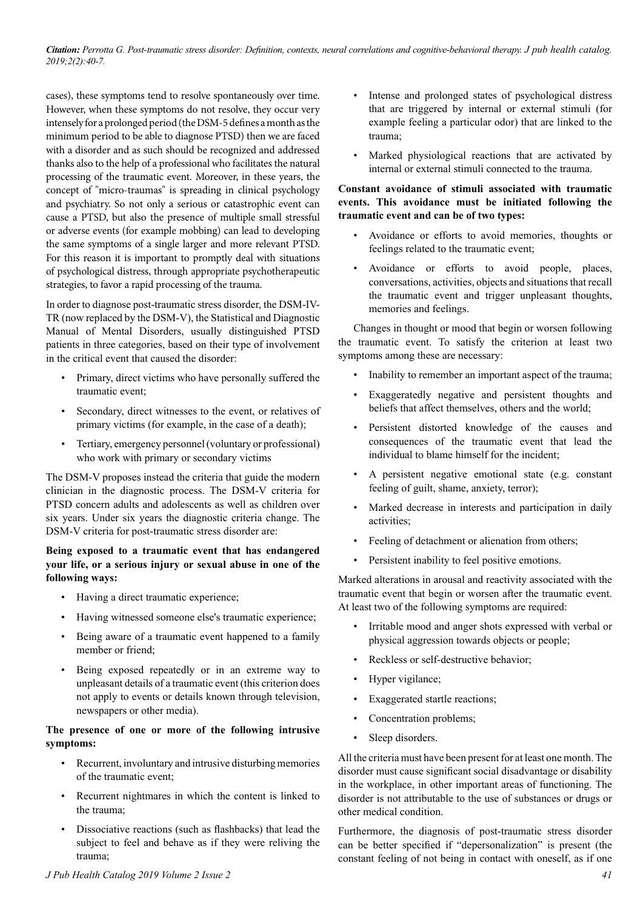cases), these symptoms tend to resolve spontaneously over time. However, when these symptoms do not resolve, they occur very intensely for a prolonged period (the DSM-5 defines a month as the minimum period to be able to diagnose PTSD) then we are faced with a disorder and as such should be recognized and addressed thanks also to the help of a professional who facilitates the natural processing of the traumatic event. Moreover, in these years, the concept of "micro-traumas" is spreading in clinical psychology and psychiatry. So not only a serious or catastrophic event can cause a PTSD, but also the presence of multiple small stressful or adverse events (for example mobbing) can lead to developing the same symptoms of a single larger and more relevant PTSD. For this reason it is important to promptly deal with situations of psychological distress, through appropriate psychotherapeutic strategies, to favor a rapid processing of the trauma.

In order to diagnose post-traumatic stress disorder, the DSM-IV-TR (now replaced by the DSM-V), the Statistical and Diagnostic Manual of Mental Disorders, usually distinguished PTSD patients in three categories, based on their type of involvement in the critical event that caused the disorder:

- Primary, direct victims who have personally suffered the traumatic event;
- Secondary, direct witnesses to the event, or relatives of primary victims (for example, in the case of a death);
- Tertiary, emergency personnel (voluntary or professional) who work with primary or secondary victims

The DSM-V proposes instead the criteria that guide the modern clinician in the diagnostic process. The DSM-V criteria for PTSD concern adults and adolescents as well as children over six years. Under six years the diagnostic criteria change. The DSM-V criteria for post-traumatic stress disorder are:

**Being exposed to a traumatic event that has endangered your life, or a serious injury or sexual abuse in one of the following ways:**

- Having a direct traumatic experience;
- Having witnessed someone else's traumatic experience;
- Being aware of a traumatic event happened to a family member or friend;
- Being exposed repeatedly or in an extreme way to unpleasant details of a traumatic event (this criterion does not apply to events or details known through television, newspapers or other media).

**The presence of one or more of the following intrusive symptoms:**

- Recurrent, involuntary and intrusive disturbing memories of the traumatic event;
- Recurrent nightmares in which the content is linked to the trauma;
- Dissociative reactions (such as flashbacks) that lead the subject to feel and behave as if they were reliving the trauma;
- Intense and prolonged states of psychological distress that are triggered by internal or external stimuli (for example feeling a particular odor) that are linked to the trauma;
- Marked physiological reactions that are activated by internal or external stimuli connected to the trauma.

**Constant avoidance of stimuli associated with traumatic events. This avoidance must be initiated following the traumatic event and can be of two types:**

- Avoidance or efforts to avoid memories, thoughts or feelings related to the traumatic event;
- Avoidance or efforts to avoid people, places, conversations, activities, objects and situations that recall the traumatic event and trigger unpleasant thoughts, memories and feelings.

Changes in thought or mood that begin or worsen following the traumatic event. To satisfy the criterion at least two symptoms among these are necessary:

- Inability to remember an important aspect of the trauma;
- Exaggeratedly negative and persistent thoughts and beliefs that affect themselves, others and the world;
- Persistent distorted knowledge of the causes and consequences of the traumatic event that lead the individual to blame himself for the incident;
- A persistent negative emotional state (e.g. constant feeling of guilt, shame, anxiety, terror);
- Marked decrease in interests and participation in daily activities;
- Feeling of detachment or alienation from others;
- Persistent inability to feel positive emotions.

Marked alterations in arousal and reactivity associated with the traumatic event that begin or worsen after the traumatic event. At least two of the following symptoms are required:

- Irritable mood and anger shots expressed with verbal or physical aggression towards objects or people;
- Reckless or self-destructive behavior;
- Hyper vigilance;
- Exaggerated startle reactions;
- Concentration problems;
- Sleep disorders.

All the criteria must have been present for at least one month. The disorder must cause significant social disadvantage or disability in the workplace, in other important areas of functioning. The disorder is not attributable to the use of substances or drugs or other medical condition.

Furthermore, the diagnosis of post-traumatic stress disorder can be better specified if "depersonalization" is present (the constant feeling of not being in contact with oneself, as if one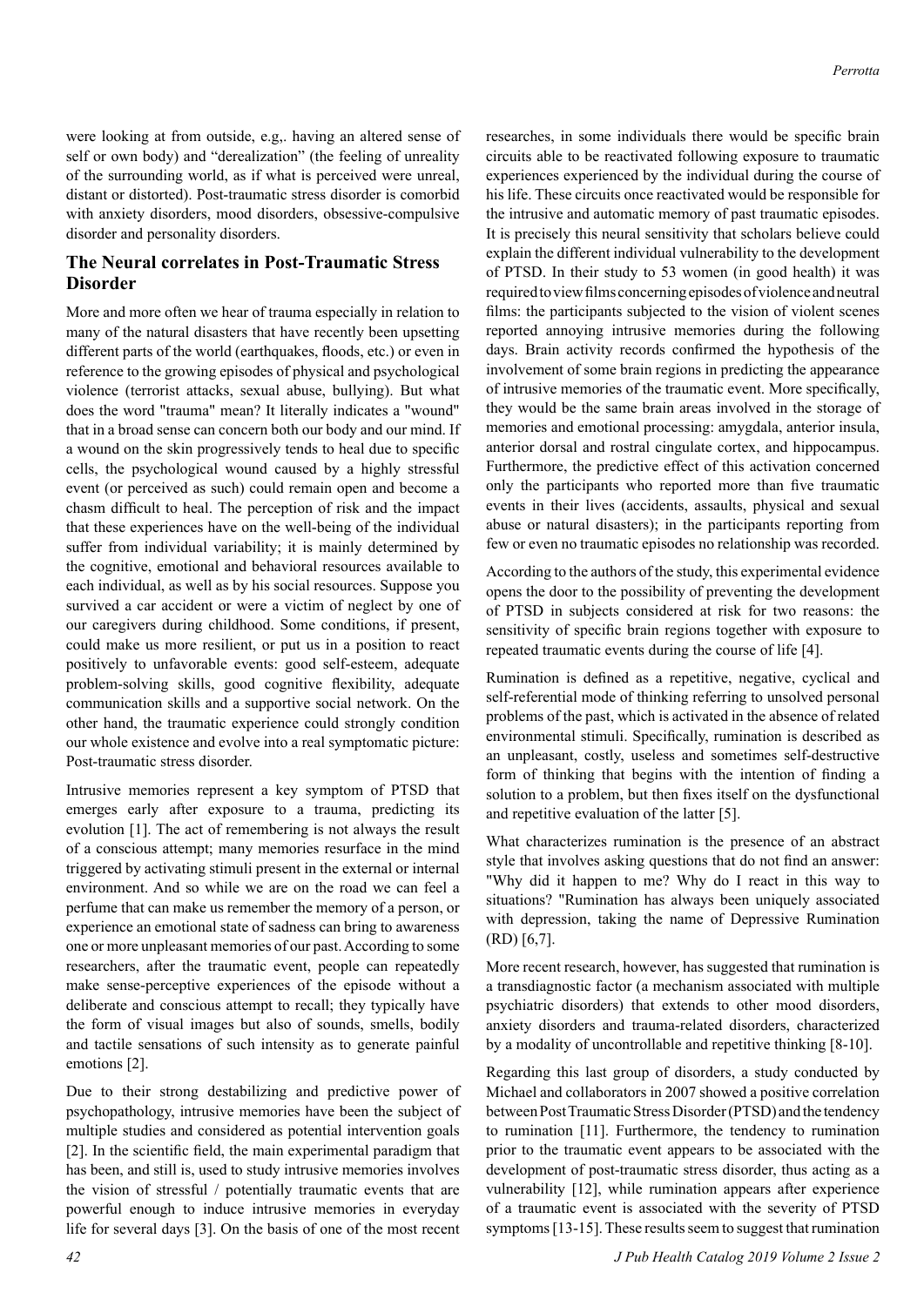were looking at from outside, e.g,. having an altered sense of self or own body) and "derealization" (the feeling of unreality of the surrounding world, as if what is perceived were unreal, distant or distorted). Post-traumatic stress disorder is comorbid with anxiety disorders, mood disorders, obsessive-compulsive disorder and personality disorders.

## The Neural correlates in Post-Traumatic Stress Disorder

More and more often we hear of trauma especially in relation to many of the natural disasters that have recently been upsetting different parts of the world (earthquakes, floods, etc.) or even in reference to the growing episodes of physical and psychological violence (terrorist attacks, sexual abuse, bullying). But what does the word "trauma" mean? It literally indicates a "wound" that in a broad sense can concern both our body and our mind. If a wound on the skin progressively tends to heal due to specific cells, the psychological wound caused by a highly stressful event (or perceived as such) could remain open and become a chasm difficult to heal. The perception of risk and the impact that these experiences have on the well-being of the individual suffer from individual variability; it is mainly determined by the cognitive, emotional and behavioral resources available to each individual, as well as by his social resources. Suppose you survived a car accident or were a victim of neglect by one of our caregivers during childhood. Some conditions, if present, could make us more resilient, or put us in a position to react positively to unfavorable events: good self-esteem, adequate problem-solving skills, good cognitive flexibility, adequate communication skills and a supportive social network. On the other hand, the traumatic experience could strongly condition our whole existence and evolve into a real symptomatic picture: Post-traumatic stress disorder.

Intrusive memories represent a key symptom of PTSD that emerges early after exposure to a trauma, predicting its evolution [1]. The act of remembering is not always the result of a conscious attempt; many memories resurface in the mind triggered by activating stimuli present in the external or internal environment. And so while we are on the road we can feel a perfume that can make us remember the memory of a person, or experience an emotional state of sadness can bring to awareness one or more unpleasant memories of our past. According to some researchers, after the traumatic event, people can repeatedly make sense-perceptive experiences of the episode without a deliberate and conscious attempt to recall; they typically have the form of visual images but also of sounds, smells, bodily and tactile sensations of such intensity as to generate painful emotions [2].

Due to their strong destabilizing and predictive power of psychopathology, intrusive memories have been the subject of multiple studies and considered as potential intervention goals [2]. In the scientific field, the main experimental paradigm that has been, and still is, used to study intrusive memories involves the vision of stressful / potentially traumatic events that are powerful enough to induce intrusive memories in everyday life for several days [3]. On the basis of one of the most recent researches, in some individuals there would be specific brain circuits able to be reactivated following exposure to traumatic experiences experienced by the individual during the course of his life. These circuits once reactivated would be responsible for the intrusive and automatic memory of past traumatic episodes. It is precisely this neural sensitivity that scholars believe could explain the different individual vulnerability to the development of PTSD. In their study to 53 women (in good health) it was required to view films concerning episodes of violence and neutral films: the participants subjected to the vision of violent scenes reported annoying intrusive memories during the following days. Brain activity records confirmed the hypothesis of the involvement of some brain regions in predicting the appearance of intrusive memories of the traumatic event. More specifically, they would be the same brain areas involved in the storage of memories and emotional processing: amygdala, anterior insula, anterior dorsal and rostral cingulate cortex, and hippocampus. Furthermore, the predictive effect of this activation concerned only the participants who reported more than five traumatic events in their lives (accidents, assaults, physical and sexual abuse or natural disasters); in the participants reporting from few or even no traumatic episodes no relationship was recorded.

According to the authors of the study, this experimental evidence opens the door to the possibility of preventing the development of PTSD in subjects considered at risk for two reasons: the sensitivity of specific brain regions together with exposure to repeated traumatic events during the course of life [4].

Rumination is defined as a repetitive, negative, cyclical and self-referential mode of thinking referring to unsolved personal problems of the past, which is activated in the absence of related environmental stimuli. Specifically, rumination is described as an unpleasant, costly, useless and sometimes self-destructive form of thinking that begins with the intention of finding a solution to a problem, but then fixes itself on the dysfunctional and repetitive evaluation of the latter [5].

What characterizes rumination is the presence of an abstract style that involves asking questions that do not find an answer: "Why did it happen to me? Why do I react in this way to situations? "Rumination has always been uniquely associated with depression, taking the name of Depressive Rumination (RD) [6,7].

More recent research, however, has suggested that rumination is a transdiagnostic factor (a mechanism associated with multiple psychiatric disorders) that extends to other mood disorders, anxiety disorders and trauma-related disorders, characterized by a modality of uncontrollable and repetitive thinking [8-10].

Regarding this last group of disorders, a study conducted by Michael and collaborators in 2007 showed a positive correlation between Post Traumatic Stress Disorder (PTSD) and the tendency to rumination [11]. Furthermore, the tendency to rumination prior to the traumatic event appears to be associated with the development of post-traumatic stress disorder, thus acting as a vulnerability [12], while rumination appears after experience of a traumatic event is associated with the severity of PTSD symptoms [13-15]. These results seem to suggest that rumination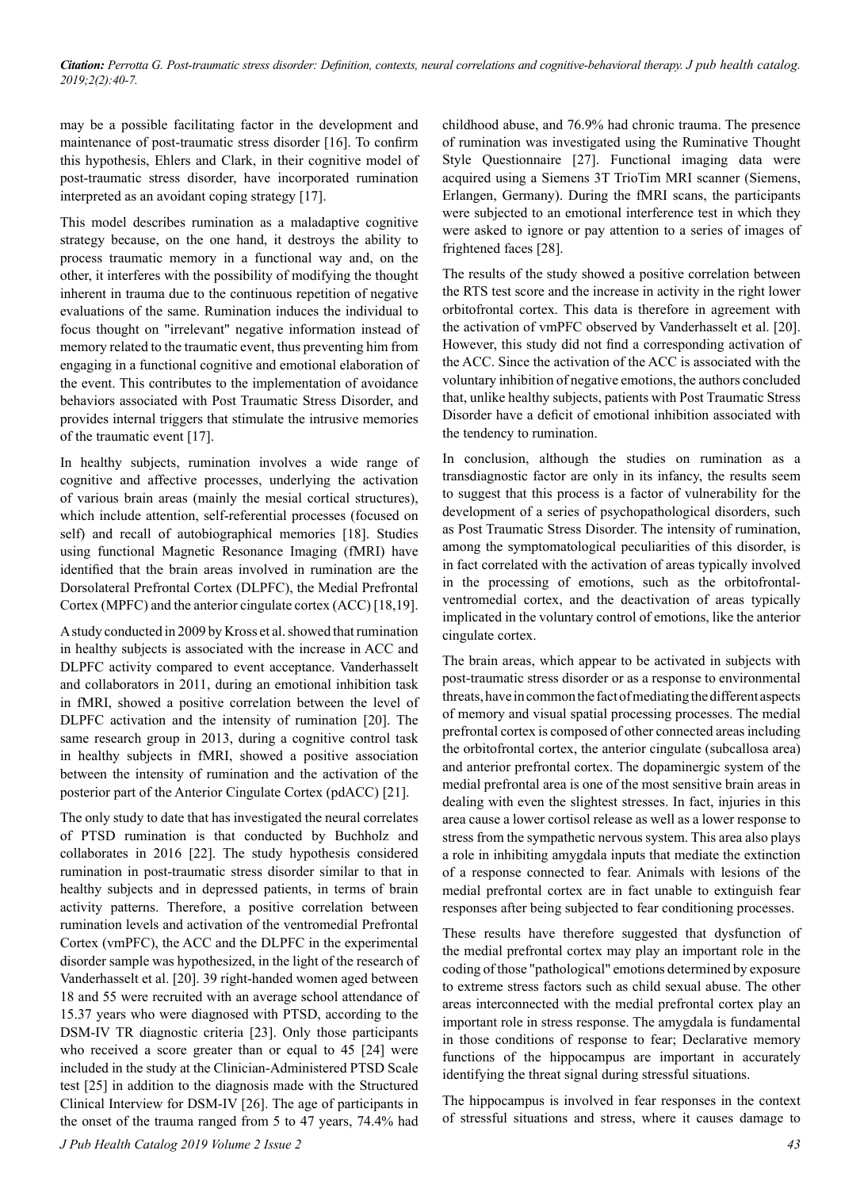may be a possible facilitating factor in the development and maintenance of post-traumatic stress disorder [16]. To confirm this hypothesis, Ehlers and Clark, in their cognitive model of post-traumatic stress disorder, have incorporated rumination interpreted as an avoidant coping strategy [17].

This model describes rumination as a maladaptive cognitive strategy because, on the one hand, it destroys the ability to process traumatic memory in a functional way and, on the other, it interferes with the possibility of modifying the thought inherent in trauma due to the continuous repetition of negative evaluations of the same. Rumination induces the individual to focus thought on "irrelevant" negative information instead of memory related to the traumatic event, thus preventing him from engaging in a functional cognitive and emotional elaboration of the event. This contributes to the implementation of avoidance behaviors associated with Post Traumatic Stress Disorder, and provides internal triggers that stimulate the intrusive memories of the traumatic event [17].

In healthy subjects, rumination involves a wide range of cognitive and affective processes, underlying the activation of various brain areas (mainly the mesial cortical structures), which include attention, self-referential processes (focused on self) and recall of autobiographical memories [18]. Studies using functional Magnetic Resonance Imaging (fMRI) have identified that the brain areas involved in rumination are the Dorsolateral Prefrontal Cortex (DLPFC), the Medial Prefrontal Cortex (MPFC) and the anterior cingulate cortex (ACC) [18,19].

A study conducted in 2009 by Kross et al. showed that rumination in healthy subjects is associated with the increase in ACC and DLPFC activity compared to event acceptance. Vanderhasselt and collaborators in 2011, during an emotional inhibition task in fMRI, showed a positive correlation between the level of DLPFC activation and the intensity of rumination [20]. The same research group in 2013, during a cognitive control task in healthy subjects in fMRI, showed a positive association between the intensity of rumination and the activation of the posterior part of the Anterior Cingulate Cortex (pdACC) [21].

The only study to date that has investigated the neural correlates of PTSD rumination is that conducted by Buchholz and collaborates in 2016 [22]. The study hypothesis considered rumination in post-traumatic stress disorder similar to that in healthy subjects and in depressed patients, in terms of brain activity patterns. Therefore, a positive correlation between rumination levels and activation of the ventromedial Prefrontal Cortex (vmPFC), the ACC and the DLPFC in the experimental disorder sample was hypothesized, in the light of the research of Vanderhasselt et al. [20]. 39 right-handed women aged between 18 and 55 were recruited with an average school attendance of 15.37 years who were diagnosed with PTSD, according to the DSM-IV TR diagnostic criteria [23]. Only those participants who received a score greater than or equal to 45 [24] were included in the study at the Clinician-Administered PTSD Scale test [25] in addition to the diagnosis made with the Structured Clinical Interview for DSM-IV [26]. The age of participants in the onset of the trauma ranged from 5 to 47 years, 74.4% had childhood abuse, and 76.9% had chronic trauma. The presence of rumination was investigated using the Ruminative Thought Style Questionnaire [27]. Functional imaging data were acquired using a Siemens 3T TrioTim MRI scanner (Siemens, Erlangen, Germany). During the fMRI scans, the participants were subjected to an emotional interference test in which they were asked to ignore or pay attention to a series of images of frightened faces [28].

The results of the study showed a positive correlation between the RTS test score and the increase in activity in the right lower orbitofrontal cortex. This data is therefore in agreement with the activation of vmPFC observed by Vanderhasselt et al. [20]. However, this study did not find a corresponding activation of the ACC. Since the activation of the ACC is associated with the voluntary inhibition of negative emotions, the authors concluded that, unlike healthy subjects, patients with Post Traumatic Stress Disorder have a deficit of emotional inhibition associated with the tendency to rumination.

In conclusion, although the studies on rumination as a transdiagnostic factor are only in its infancy, the results seem to suggest that this process is a factor of vulnerability for the development of a series of psychopathological disorders, such as Post Traumatic Stress Disorder. The intensity of rumination, among the symptomatological peculiarities of this disorder, is in fact correlated with the activation of areas typically involved in the processing of emotions, such as the orbitofrontal-ventromedial cortex, and the deactivation of areas typically implicated in the voluntary control of emotions, like the anterior cingulate cortex.

The brain areas, which appear to be activated in subjects with post-traumatic stress disorder or as a response to environmental threats, have in common the fact of mediating the different aspects of memory and visual spatial processing processes. The medial prefrontal cortex is composed of other connected areas including the orbitofrontal cortex, the anterior cingulate (subcallosa area) and anterior prefrontal cortex. The dopaminergic system of the medial prefrontal area is one of the most sensitive brain areas in dealing with even the slightest stresses. In fact, injuries in this area cause a lower cortisol release as well as a lower response to stress from the sympathetic nervous system. This area also plays a role in inhibiting amygdala inputs that mediate the extinction of a response connected to fear. Animals with lesions of the medial prefrontal cortex are in fact unable to extinguish fear responses after being subjected to fear conditioning processes.

These results have therefore suggested that dysfunction of the medial prefrontal cortex may play an important role in the coding of those "pathological" emotions determined by exposure to extreme stress factors such as child sexual abuse. The other areas interconnected with the medial prefrontal cortex play an important role in stress response. The amygdala is fundamental in those conditions of response to fear; Declarative memory functions of the hippocampus are important in accurately identifying the threat signal during stressful situations.

The hippocampus is involved in fear responses in the context of stressful situations and stress, where it causes damage to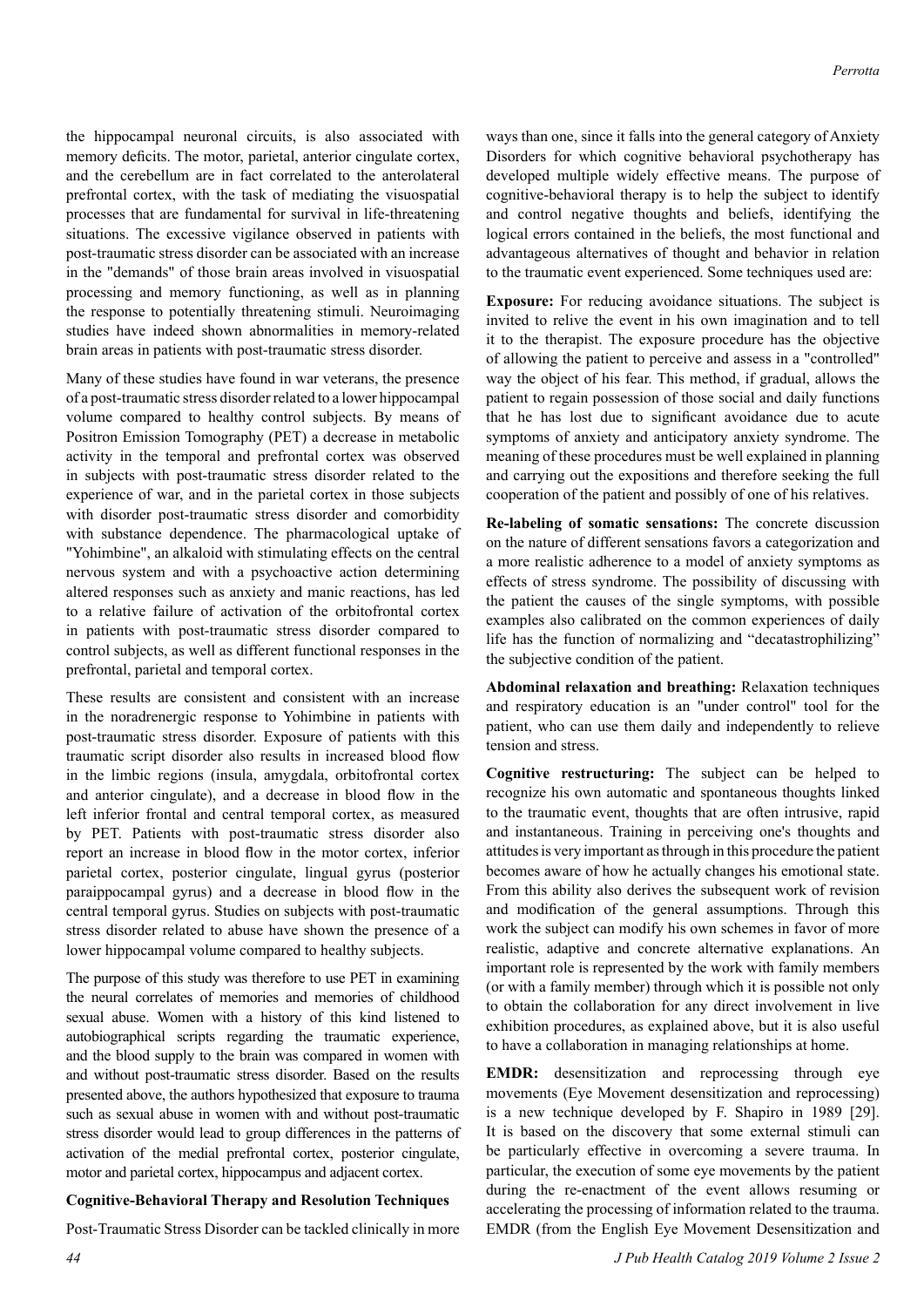the hippocampal neuronal circuits, is also associated with memory deficits. The motor, parietal, anterior cingulate cortex, and the cerebellum are in fact correlated to the anterolateral prefrontal cortex, with the task of mediating the visuospatial processes that are fundamental for survival in life-threatening situations. The excessive vigilance observed in patients with post-traumatic stress disorder can be associated with an increase in the "demands" of those brain areas involved in visuospatial processing and memory functioning, as well as in planning the response to potentially threatening stimuli. Neuroimaging studies have indeed shown abnormalities in memory-related brain areas in patients with post-traumatic stress disorder.

Many of these studies have found in war veterans, the presence of a post-traumatic stress disorder related to a lower hippocampal volume compared to healthy control subjects. By means of Positron Emission Tomography (PET) a decrease in metabolic activity in the temporal and prefrontal cortex was observed in subjects with post-traumatic stress disorder related to the experience of war, and in the parietal cortex in those subjects with disorder post-traumatic stress disorder and comorbidity with substance dependence. The pharmacological uptake of "Yohimbine", an alkaloid with stimulating effects on the central nervous system and with a psychoactive action determining altered responses such as anxiety and manic reactions, has led to a relative failure of activation of the orbitofrontal cortex in patients with post-traumatic stress disorder compared to control subjects, as well as different functional responses in the prefrontal, parietal and temporal cortex.

These results are consistent and consistent with an increase in the noradrenergic response to Yohimbine in patients with post-traumatic stress disorder. Exposure of patients with this traumatic script disorder also results in increased blood flow in the limbic regions (insula, amygdala, orbitofrontal cortex and anterior cingulate), and a decrease in blood flow in the left inferior frontal and central temporal cortex, as measured by PET. Patients with post-traumatic stress disorder also report an increase in blood flow in the motor cortex, inferior parietal cortex, posterior cingulate, lingual gyrus (posterior paraippocampal gyrus) and a decrease in blood flow in the central temporal gyrus. Studies on subjects with post-traumatic stress disorder related to abuse have shown the presence of a lower hippocampal volume compared to healthy subjects.

The purpose of this study was therefore to use PET in examining the neural correlates of memories and memories of childhood sexual abuse. Women with a history of this kind listened to autobiographical scripts regarding the traumatic experience, and the blood supply to the brain was compared in women with and without post-traumatic stress disorder. Based on the results presented above, the authors hypothesized that exposure to trauma such as sexual abuse in women with and without post-traumatic stress disorder would lead to group differences in the patterns of activation of the medial prefrontal cortex, posterior cingulate, motor and parietal cortex, hippocampus and adjacent cortex.

**Cognitive-Behavioral Therapy and Resolution Techniques**

Post-Traumatic Stress Disorder can be tackled clinically in more ways than one, since it falls into the general category of Anxiety Disorders for which cognitive behavioral psychotherapy has developed multiple widely effective means. The purpose of cognitive-behavioral therapy is to help the subject to identify and control negative thoughts and beliefs, identifying the logical errors contained in the beliefs, the most functional and advantageous alternatives of thought and behavior in relation to the traumatic event experienced. Some techniques used are:

**Exposure:** For reducing avoidance situations. The subject is invited to relive the event in his own imagination and to tell it to the therapist. The exposure procedure has the objective of allowing the patient to perceive and assess in a "controlled" way the object of his fear. This method, if gradual, allows the patient to regain possession of those social and daily functions that he has lost due to significant avoidance due to acute symptoms of anxiety and anticipatory anxiety syndrome. The meaning of these procedures must be well explained in planning and carrying out the expositions and therefore seeking the full cooperation of the patient and possibly of one of his relatives.

**Re-labeling of somatic sensations:** The concrete discussion on the nature of different sensations favors a categorization and a more realistic adherence to a model of anxiety symptoms as effects of stress syndrome. The possibility of discussing with the patient the causes of the single symptoms, with possible examples also calibrated on the common experiences of daily life has the function of normalizing and "decatastrophilizing" the subjective condition of the patient.

**Abdominal relaxation and breathing:** Relaxation techniques and respiratory education is an "under control" tool for the patient, who can use them daily and independently to relieve tension and stress.

**Cognitive restructuring:** The subject can be helped to recognize his own automatic and spontaneous thoughts linked to the traumatic event, thoughts that are often intrusive, rapid and instantaneous. Training in perceiving one's thoughts and attitudes is very important as through in this procedure the patient becomes aware of how he actually changes his emotional state. From this ability also derives the subsequent work of revision and modification of the general assumptions. Through this work the subject can modify his own schemes in favor of more realistic, adaptive and concrete alternative explanations. An important role is represented by the work with family members (or with a family member) through which it is possible not only to obtain the collaboration for any direct involvement in live exhibition procedures, as explained above, but it is also useful to have a collaboration in managing relationships at home.

**EMDR:** desensitization and reprocessing through eye movements (Eye Movement desensitization and reprocessing) is a new technique developed by F. Shapiro in 1989 [29]. It is based on the discovery that some external stimuli can be particularly effective in overcoming a severe trauma. In particular, the execution of some eye movements by the patient during the re-enactment of the event allows resuming or accelerating the processing of information related to the trauma. EMDR (from the English Eye Movement Desensitization and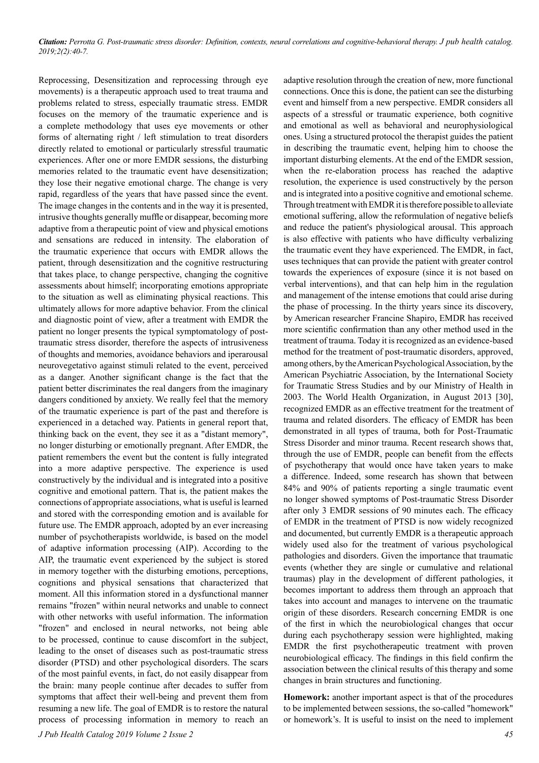Reprocessing, Desensitization and reprocessing through eye movements) is a therapeutic approach used to treat trauma and problems related to stress, especially traumatic stress. EMDR focuses on the memory of the traumatic experience and is a complete methodology that uses eye movements or other forms of alternating right / left stimulation to treat disorders directly related to emotional or particularly stressful traumatic experiences. After one or more EMDR sessions, the disturbing memories related to the traumatic event have desensitization; they lose their negative emotional charge. The change is very rapid, regardless of the years that have passed since the event. The image changes in the contents and in the way it is presented, intrusive thoughts generally muffle or disappear, becoming more adaptive from a therapeutic point of view and physical emotions and sensations are reduced in intensity. The elaboration of the traumatic experience that occurs with EMDR allows the patient, through desensitization and the cognitive restructuring that takes place, to change perspective, changing the cognitive assessments about himself; incorporating emotions appropriate to the situation as well as eliminating physical reactions. This ultimately allows for more adaptive behavior. From the clinical and diagnostic point of view, after a treatment with EMDR the patient no longer presents the typical symptomatology of post-traumatic stress disorder, therefore the aspects of intrusiveness of thoughts and memories, avoidance behaviors and iperarousal neurovegetativo against stimuli related to the event, perceived as a danger. Another significant change is the fact that the patient better discriminates the real dangers from the imaginary dangers conditioned by anxiety. We really feel that the memory of the traumatic experience is part of the past and therefore is experienced in a detached way. Patients in general report that, thinking back on the event, they see it as a "distant memory", no longer disturbing or emotionally pregnant. After EMDR, the patient remembers the event but the content is fully integrated into a more adaptive perspective. The experience is used constructively by the individual and is integrated into a positive cognitive and emotional pattern. That is, the patient makes the connections of appropriate associations, what is useful is learned and stored with the corresponding emotion and is available for future use. The EMDR approach, adopted by an ever increasing number of psychotherapists worldwide, is based on the model of adaptive information processing (AIP). According to the AIP, the traumatic event experienced by the subject is stored in memory together with the disturbing emotions, perceptions, cognitions and physical sensations that characterized that moment. All this information stored in a dysfunctional manner remains "frozen" within neural networks and unable to connect with other networks with useful information. The information "frozen" and enclosed in neural networks, not being able to be processed, continue to cause discomfort in the subject, leading to the onset of diseases such as post-traumatic stress disorder (PTSD) and other psychological disorders. The scars of the most painful events, in fact, do not easily disappear from the brain: many people continue after decades to suffer from symptoms that affect their well-being and prevent them from resuming a new life. The goal of EMDR is to restore the natural process of processing information in memory to reach an adaptive resolution through the creation of new, more functional connections. Once this is done, the patient can see the disturbing event and himself from a new perspective. EMDR considers all aspects of a stressful or traumatic experience, both cognitive and emotional as well as behavioral and neurophysiological ones. Using a structured protocol the therapist guides the patient in describing the traumatic event, helping him to choose the important disturbing elements. At the end of the EMDR session, when the re-elaboration process has reached the adaptive resolution, the experience is used constructively by the person and is integrated into a positive cognitive and emotional scheme. Through treatment with EMDR it is therefore possible to alleviate emotional suffering, allow the reformulation of negative beliefs and reduce the patient's physiological arousal. This approach is also effective with patients who have difficulty verbalizing the traumatic event they have experienced. The EMDR, in fact, uses techniques that can provide the patient with greater control towards the experiences of exposure (since it is not based on verbal interventions), and that can help him in the regulation and management of the intense emotions that could arise during the phase of processing. In the thirty years since its discovery, by American researcher Francine Shapiro, EMDR has received more scientific confirmation than any other method used in the treatment of trauma. Today it is recognized as an evidence-based method for the treatment of post-traumatic disorders, approved, among others, by the American Psychological Association, by the American Psychiatric Association, by the International Society for Traumatic Stress Studies and by our Ministry of Health in 2003. The World Health Organization, in August 2013 [30], recognized EMDR as an effective treatment for the treatment of trauma and related disorders. The efficacy of EMDR has been demonstrated in all types of trauma, both for Post-Traumatic Stress Disorder and minor trauma. Recent research shows that, through the use of EMDR, people can benefit from the effects of psychotherapy that would once have taken years to make a difference. Indeed, some research has shown that between 84% and 90% of patients reporting a single traumatic event no longer showed symptoms of Post-traumatic Stress Disorder after only 3 EMDR sessions of 90 minutes each. The efficacy of EMDR in the treatment of PTSD is now widely recognized and documented, but currently EMDR is a therapeutic approach widely used also for the treatment of various psychological pathologies and disorders. Given the importance that traumatic events (whether they are single or cumulative and relational traumas) play in the development of different pathologies, it becomes important to address them through an approach that takes into account and manages to intervene on the traumatic origin of these disorders. Research concerning EMDR is one of the first in which the neurobiological changes that occur during each psychotherapy session were highlighted, making EMDR the first psychotherapeutic treatment with proven neurobiological efficacy. The findings in this field confirm the association between the clinical results of this therapy and some changes in brain structures and functioning.

**Homework:** another important aspect is that of the procedures to be implemented between sessions, the so-called "homework" or homework's. It is useful to insist on the need to implement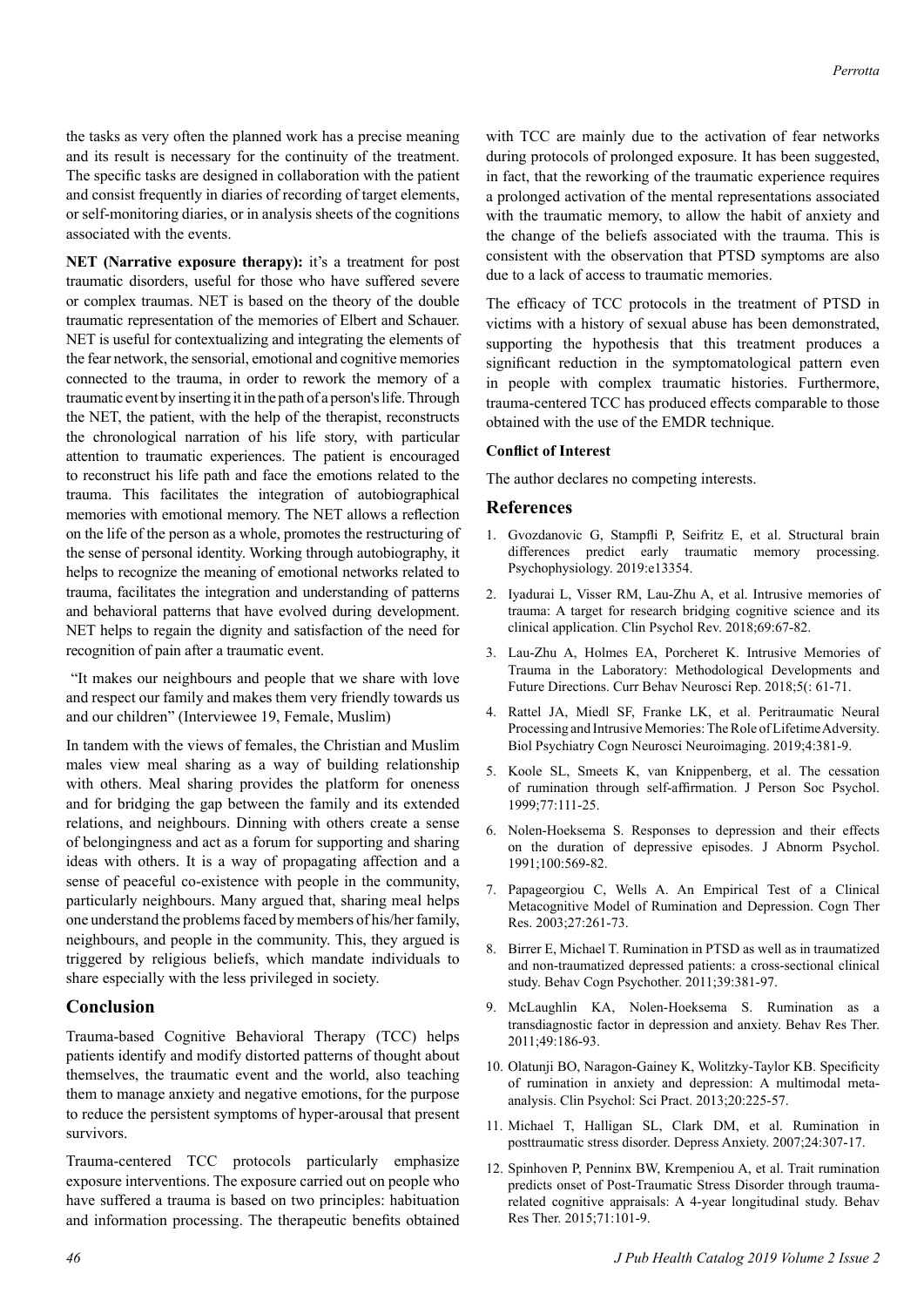the tasks as very often the planned work has a precise meaning and its result is necessary for the continuity of the treatment. The specific tasks are designed in collaboration with the patient and consist frequently in diaries of recording of target elements, or self-monitoring diaries, or in analysis sheets of the cognitions associated with the events.

**NET (Narrative exposure therapy):** it's a treatment for post traumatic disorders, useful for those who have suffered severe or complex traumas. NET is based on the theory of the double traumatic representation of the memories of Elbert and Schauer. NET is useful for contextualizing and integrating the elements of the fear network, the sensorial, emotional and cognitive memories connected to the trauma, in order to rework the memory of a traumatic event by inserting it in the path of a person's life. Through the NET, the patient, with the help of the therapist, reconstructs the chronological narration of his life story, with particular attention to traumatic experiences. The patient is encouraged to reconstruct his life path and face the emotions related to the trauma. This facilitates the integration of autobiographical memories with emotional memory. The NET allows a reflection on the life of the person as a whole, promotes the restructuring of the sense of personal identity. Working through autobiography, it helps to recognize the meaning of emotional networks related to trauma, facilitates the integration and understanding of patterns and behavioral patterns that have evolved during development. NET helps to regain the dignity and satisfaction of the need for recognition of pain after a traumatic event.

"It makes our neighbours and people that we share with love and respect our family and makes them very friendly towards us and our children" (Interviewee 19, Female, Muslim)

In tandem with the views of females, the Christian and Muslim males view meal sharing as a way of building relationship with others. Meal sharing provides the platform for oneness and for bridging the gap between the family and its extended relations, and neighbours. Dinning with others create a sense of belongingness and act as a forum for supporting and sharing ideas with others. It is a way of propagating affection and a sense of peaceful co-existence with people in the community, particularly neighbours. Many argued that, sharing meal helps one understand the problems faced by members of his/her family, neighbours, and people in the community. This, they argued is triggered by religious beliefs, which mandate individuals to share especially with the less privileged in society.

## Conclusion

Trauma-based Cognitive Behavioral Therapy (TCC) helps patients identify and modify distorted patterns of thought about themselves, the traumatic event and the world, also teaching them to manage anxiety and negative emotions, for the purpose to reduce the persistent symptoms of hyper-arousal that present survivors.

Trauma-centered TCC protocols particularly emphasize exposure interventions. The exposure carried out on people who have suffered a trauma is based on two principles: habituation and information processing. The therapeutic benefits obtained with TCC are mainly due to the activation of fear networks during protocols of prolonged exposure. It has been suggested, in fact, that the reworking of the traumatic experience requires a prolonged activation of the mental representations associated with the traumatic memory, to allow the habit of anxiety and the change of the beliefs associated with the trauma. This is consistent with the observation that PTSD symptoms are also due to a lack of access to traumatic memories.

The efficacy of TCC protocols in the treatment of PTSD in victims with a history of sexual abuse has been demonstrated, supporting the hypothesis that this treatment produces a significant reduction in the symptomatological pattern even in people with complex traumatic histories. Furthermore, trauma-centered TCC has produced effects comparable to those obtained with the use of the EMDR technique.

### Conflict of Interest

The author declares no competing interests.

## References

1. Gvozdanovic G, Stampfli P, Seifritz E, et al. Structural brain differences predict early traumatic memory processing. Psychophysiology. 2019:e13354.
2. Iyadurai L, Visser RM, Lau-Zhu A, et al. Intrusive memories of trauma: A target for research bridging cognitive science and its clinical application. Clin Psychol Rev. 2018;69:67-82.
3. Lau-Zhu A, Holmes EA, Porcheret K. Intrusive Memories of Trauma in the Laboratory: Methodological Developments and Future Directions. Curr Behav Neurosci Rep. 2018;5(: 61-71.
4. Rattel JA, Miedl SF, Franke LK, et al. Peritraumatic Neural Processing and Intrusive Memories: The Role of Lifetime Adversity. Biol Psychiatry Cogn Neurosci Neuroimaging. 2019;4:381-9.
5. Koole SL, Smeets K, van Knippenberg, et al. The cessation of rumination through self-affirmation. J Person Soc Psychol. 1999;77:111-25.
6. Nolen-Hoeksema S. Responses to depression and their effects on the duration of depressive episodes. J Abnorm Psychol. 1991;100:569-82.
7. Papageorgiou C, Wells A. An Empirical Test of a Clinical Metacognitive Model of Rumination and Depression. Cogn Ther Res. 2003;27:261-73.
8. Birrer E, Michael T. Rumination in PTSD as well as in traumatized and non-traumatized depressed patients: a cross-sectional clinical study. Behav Cogn Psychother. 2011;39:381-97.
9. McLaughlin KA, Nolen-Hoeksema S. Rumination as a transdiagnostic factor in depression and anxiety. Behav Res Ther. 2011;49:186-93.
10. Olatunji BO, Naragon-Gainey K, Wolitzky-Taylor KB. Specificity of rumination in anxiety and depression: A multimodal meta-analysis. Clin Psychol: Sci Pract. 2013;20:225-57.
11. Michael T, Halligan SL, Clark DM, et al. Rumination in posttraumatic stress disorder. Depress Anxiety. 2007;24:307-17.
12. Spinhoven P, Penninx BW, Krempeniou A, et al. Trait rumination predicts onset of Post-Traumatic Stress Disorder through trauma-related cognitive appraisals: A 4-year longitudinal study. Behav Res Ther. 2015;71:101-9.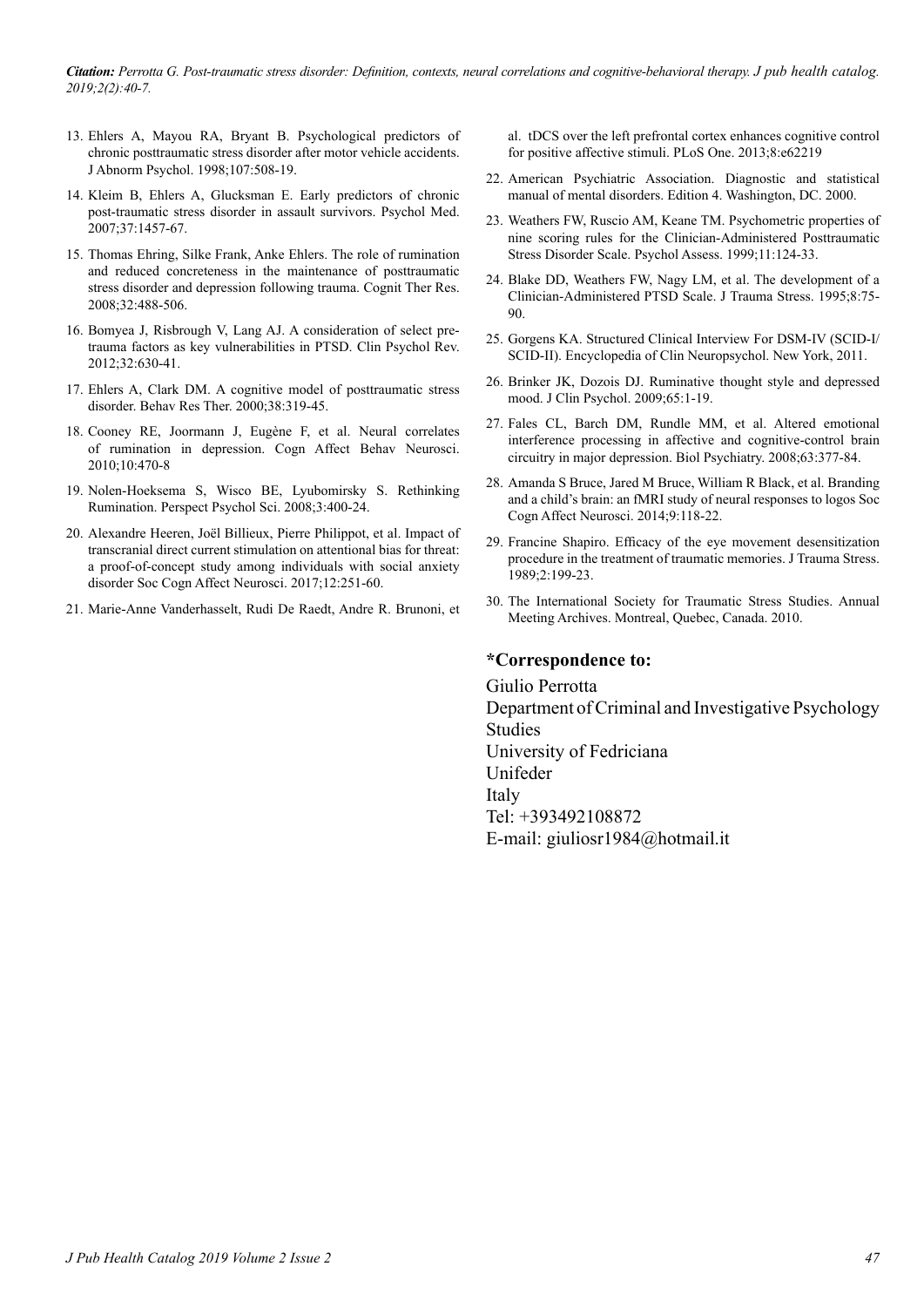13. Ehlers A, Mayou RA, Bryant B. Psychological predictors of chronic posttraumatic stress disorder after motor vehicle accidents. J Abnorm Psychol. 1998;107:508-19.
14. Kleim B, Ehlers A, Glucksman E. Early predictors of chronic post-traumatic stress disorder in assault survivors. Psychol Med. 2007;37:1457-67.
15. Thomas Ehring, Silke Frank, Anke Ehlers. The role of rumination and reduced concreteness in the maintenance of posttraumatic stress disorder and depression following trauma. Cognit Ther Res. 2008;32:488-506.
16. Bomyea J, Risbrough V, Lang AJ. A consideration of select pre-trauma factors as key vulnerabilities in PTSD. Clin Psychol Rev. 2012;32:630-41.
17. Ehlers A, Clark DM. A cognitive model of posttraumatic stress disorder. Behav Res Ther. 2000;38:319-45.
18. Cooney RE, Joormann J, Eugène F, et al. Neural correlates of rumination in depression. Cogn Affect Behav Neurosci. 2010;10:470-8
19. Nolen-Hoeksema S, Wisco BE, Lyubomirsky S. Rethinking Rumination. Perspect Psychol Sci. 2008;3:400-24.
20. Alexandre Heeren, Joël Billieux, Pierre Philippot, et al. Impact of transcranial direct current stimulation on attentional bias for threat: a proof-of-concept study among individuals with social anxiety disorder Soc Cogn Affect Neurosci. 2017;12:251-60.
21. Marie-Anne Vanderhasselt, Rudi De Raedt, Andre R. Brunoni, et al. tDCS over the left prefrontal cortex enhances cognitive control for positive affective stimuli. PLoS One. 2013;8:e62219
22. American Psychiatric Association. Diagnostic and statistical manual of mental disorders. Edition 4. Washington, DC. 2000.
23. Weathers FW, Ruscio AM, Keane TM. Psychometric properties of nine scoring rules for the Clinician-Administered Posttraumatic Stress Disorder Scale. Psychol Assess. 1999;11:124-33.
24. Blake DD, Weathers FW, Nagy LM, et al. The development of a Clinician-Administered PTSD Scale. J Trauma Stress. 1995;8:75-90.
25. Gorgens KA. Structured Clinical Interview For DSM-IV (SCID-I/SCID-II). Encyclopedia of Clin Neuropsychol. New York, 2011.
26. Brinker JK, Dozois DJ. Ruminative thought style and depressed mood. J Clin Psychol. 2009;65:1-19.
27. Fales CL, Barch DM, Rundle MM, et al. Altered emotional interference processing in affective and cognitive-control brain circuitry in major depression. Biol Psychiatry. 2008;63:377-84.
28. Amanda S Bruce, Jared M Bruce, William R Black, et al. Branding and a child's brain: an fMRI study of neural responses to logos Soc Cogn Affect Neurosci. 2014;9:118-22.
29. Francine Shapiro. Efficacy of the eye movement desensitization procedure in the treatment of traumatic memories. J Trauma Stress. 1989;2:199-23.
30. The International Society for Traumatic Stress Studies. Annual Meeting Archives. Montreal, Quebec, Canada. 2010.

**\*Correspondence to:**

Giulio Perrotta
Department of Criminal and Investigative Psychology Studies
University of Fedriciana
Unifeder
Italy
Tel: +393492108872
E-mail: giuliosr1984@hotmail.it